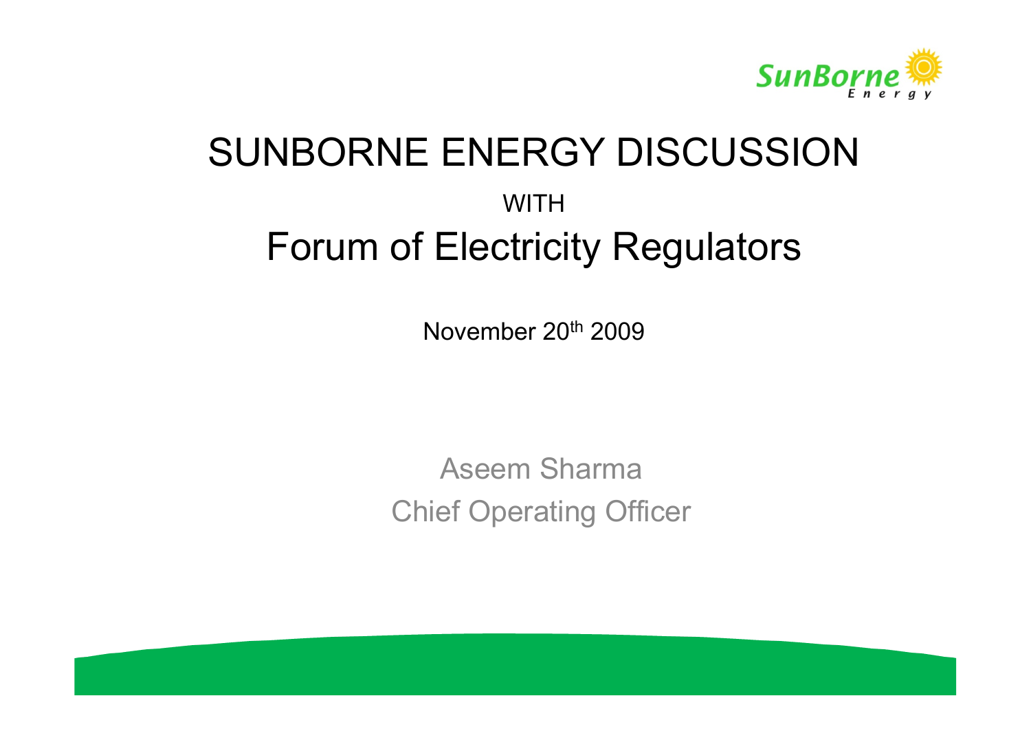SunBorne Energy

# SUNBORNE ENERGY DISCUSSION

WITH

## Forum of Electricity Regulators

November 20th 2009

Aseem Sharma

Chief Operating Officer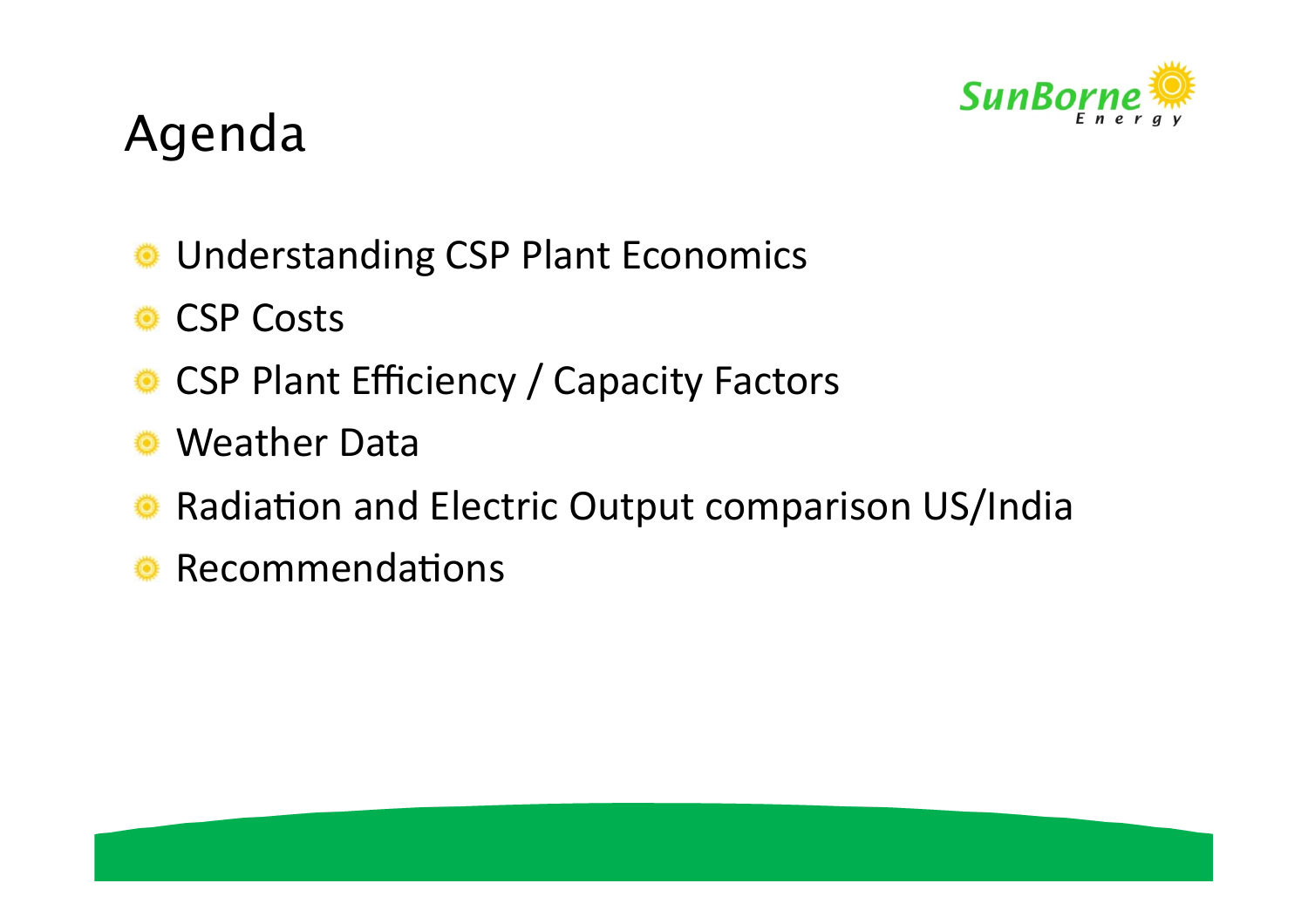# Agenda

- Understanding CSP Plant Economics
- CSP Costs
- CSP Plant Efficiency / Capacity Factors
- Weather Data
- Radiation and Electric Output comparison US/India
- Recommendations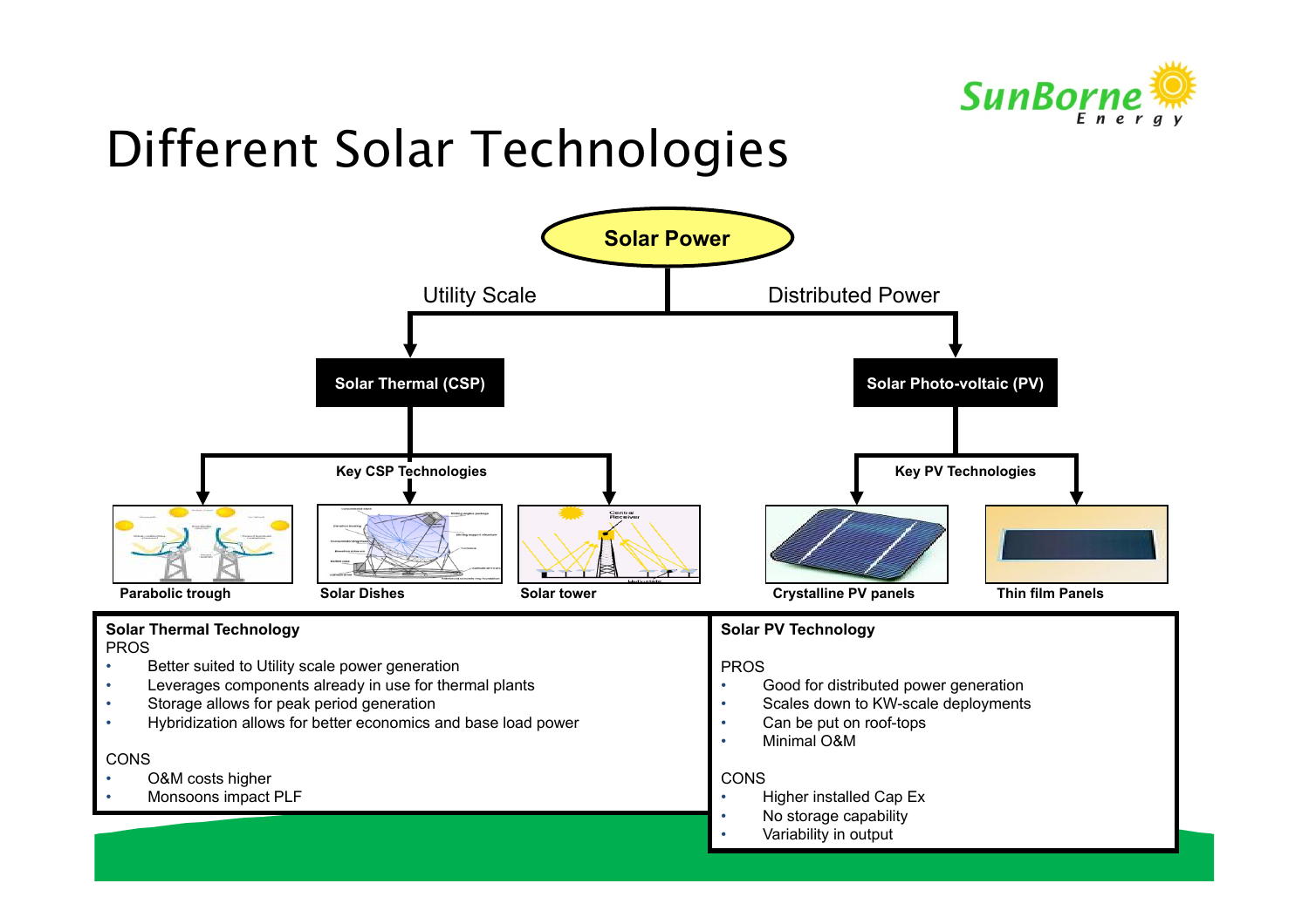# Different Solar Technologies

Solar Power

Utility Scale

Distributed Power

Solar Thermal (CSP)

Solar Photo-voltaic (PV)

Key CSP Technologies

Key PV Technologies

Parabolic trough

Solar Dishes

Solar tower

Crystalline PV panels

Thin film Panels

**Solar Thermal Technology**

PROS

- Better suited to Utility scale power generation
- Leverages components already in use for thermal plants
- Storage allows for peak period generation
- Hybridization allows for better economics and base load power

CONS

- O&M costs higher
- Monsoons impact PLF

**Solar PV Technology**

PROS

- Good for distributed power generation
- Scales down to KW-scale deployments
- Can be put on roof-tops
- Minimal O&M

CONS

- Higher installed Cap Ex
- No storage capability
- Variability in output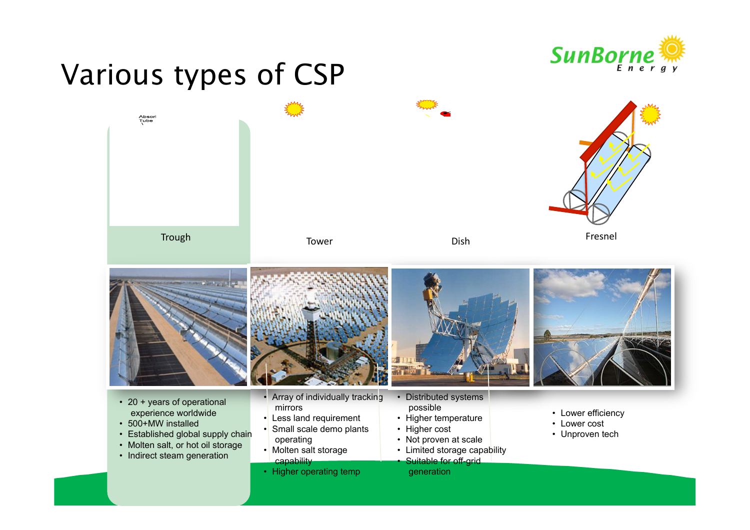# Various types of CSP

## Trough

- 20 + years of operational experience worldwide
- 500+MW installed
- Established global supply chain
- Molten salt, or hot oil storage
- Indirect steam generation

## Tower

- Array of individually tracking mirrors
- Less land requirement
- Small scale demo plants operating
- Molten salt storage capability
- Higher operating temp

## Dish

- Distributed systems possible
- Higher temperature
- Higher cost
- Not proven at scale
- Limited storage capability
- Suitable for off-grid generation

## Fresnel

- Lower efficiency
- Lower cost
- Unproven tech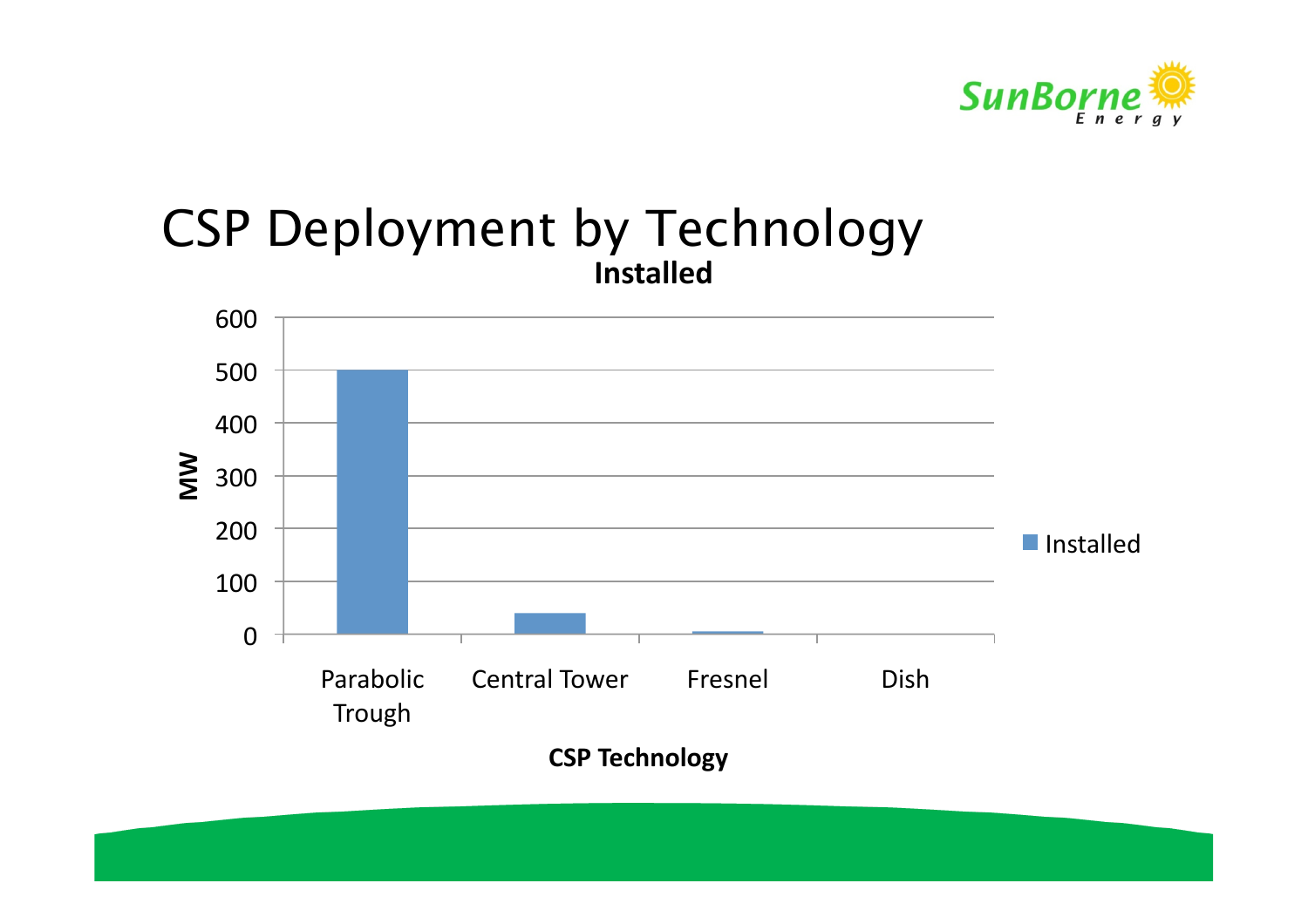# CSP Deployment by Technology

**Installed**

600
500
400
300
200
100
0

**MW**

Parabolic Trough
Central Tower
Fresnel
Dish

**CSP Technology**

Installed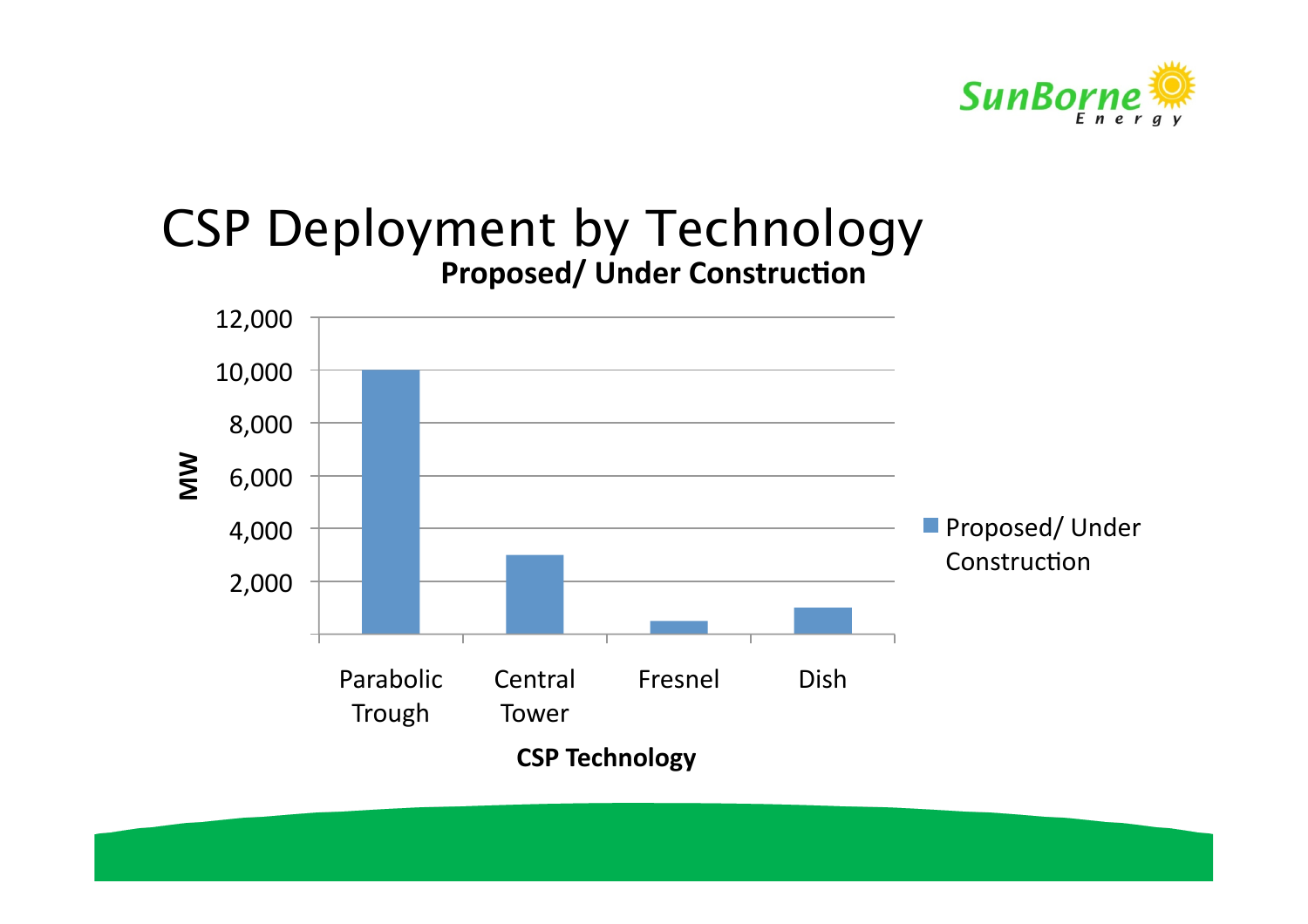# CSP Deployment by Technology

**Proposed/ Under Construction**

12,000
10,000
8,000
6,000
4,000
2,000

**MW**

Parabolic Trough
Central Tower
Fresnel
Dish

**CSP Technology**

Proposed/ Under Construction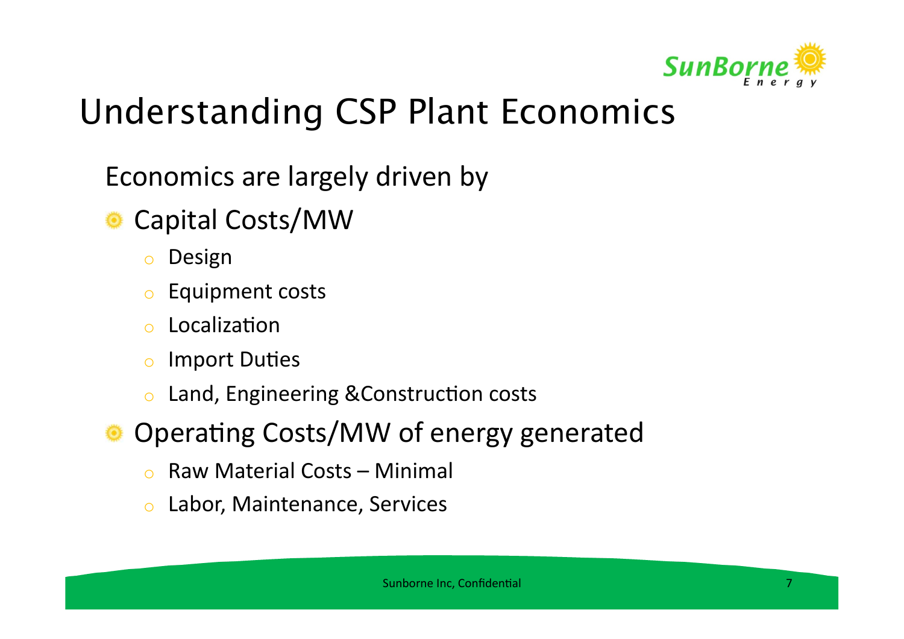# Understanding CSP Plant Economics

Economics are largely driven by

- Capital Costs/MW
  - Design
  - Equipment costs
  - Localization
  - Import Duties
  - Land, Engineering &Construction costs
- Operating Costs/MW of energy generated
  - Raw Material Costs – Minimal
  - Labor, Maintenance, Services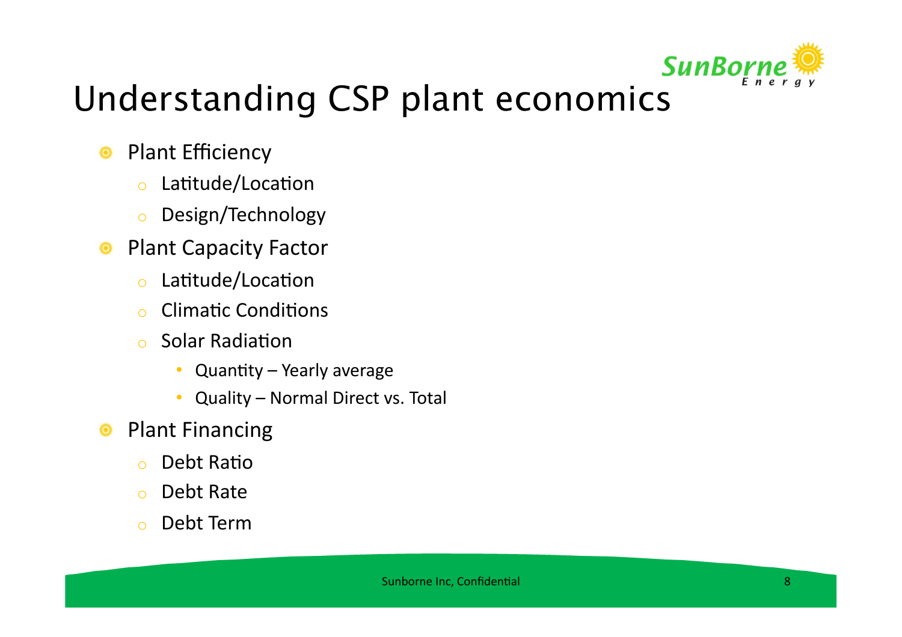# Understanding CSP plant economics

- Plant Efficiency
  - Latitude/Location
  - Design/Technology
- Plant Capacity Factor
  - Latitude/Location
  - Climatic Conditions
  - Solar Radiation
    - Quantity – Yearly average
    - Quality – Normal Direct vs. Total
- Plant Financing
  - Debt Ratio
  - Debt Rate
  - Debt Term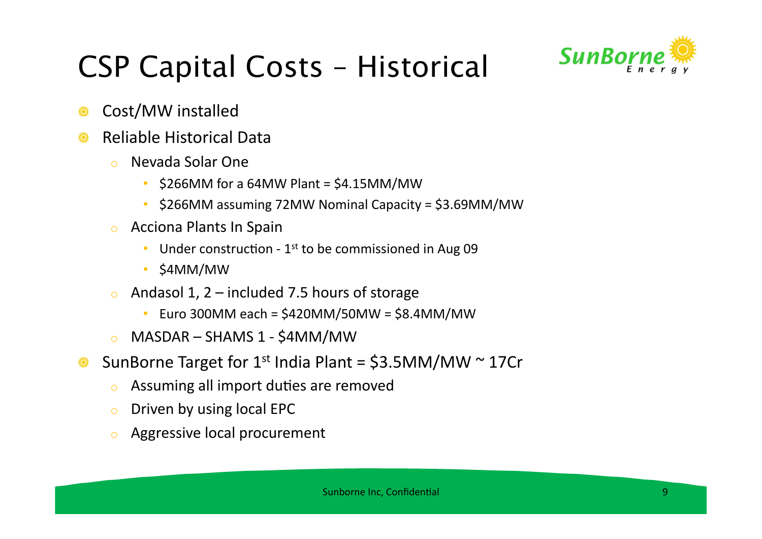# CSP Capital Costs – Historical

- Cost/MW installed
- Reliable Historical Data
  - Nevada Solar One
    - $266MM for a 64MW Plant = $4.15MM/MW
    - $266MM assuming 72MW Nominal Capacity = $3.69MM/MW
  - Acciona Plants In Spain
    - Under construction - 1st to be commissioned in Aug 09
    - $4MM/MW
  - Andasol 1, 2 – included 7.5 hours of storage
    - Euro 300MM each = $420MM/50MW = $8.4MM/MW
  - MASDAR – SHAMS 1 - $4MM/MW
- SunBorne Target for 1st India Plant = $3.5MM/MW ~ 17Cr
  - Assuming all import duties are removed
  - Driven by using local EPC
  - Aggressive local procurement

Sunborne Inc, Confidential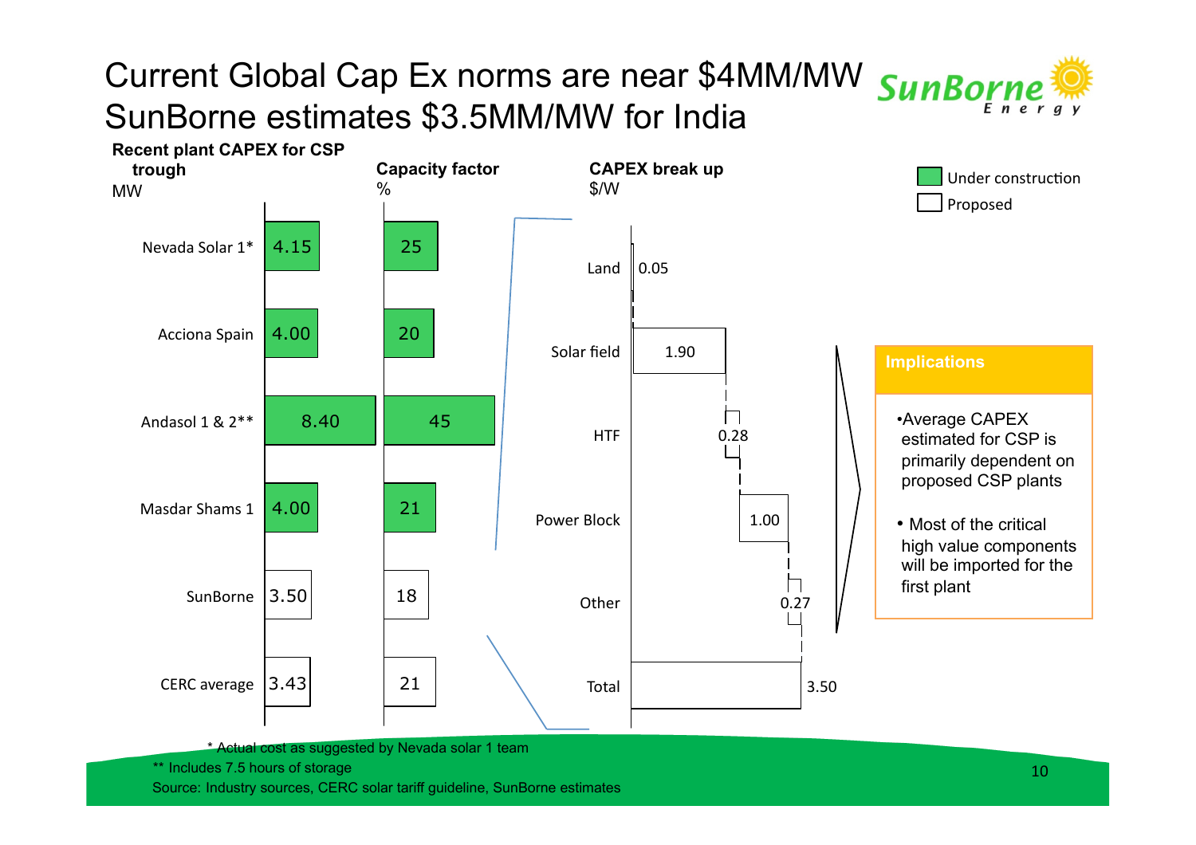# Current Global Cap Ex norms are near $4MM/MW SunBorne estimates $3.5MM/MW for India

SunBorne Energy

**Recent plant CAPEX for CSP trough**
MW

**Capacity factor**
%

Nevada Solar 1* 4.15 25
Acciona Spain 4.00 20
Andasol 1 & 2** 8.40 45
Masdar Shams 1 4.00 21
SunBorne 3.50 18
CERC average 3.43 21

**CAPEX break up**
$/W

Land 0.05
Solar field 1.90
HTF 0.28
Power Block 1.00
Other 0.27
Total 3.50

Under construction
Proposed

**Implications**

- Average CAPEX estimated for CSP is primarily dependent on proposed CSP plants
- Most of the critical high value components will be imported for the first plant

\* Actual cost as suggested by Nevada solar 1 team
\*\* Includes 7.5 hours of storage
Source: Industry sources, CERC solar tariff guideline, SunBorne estimates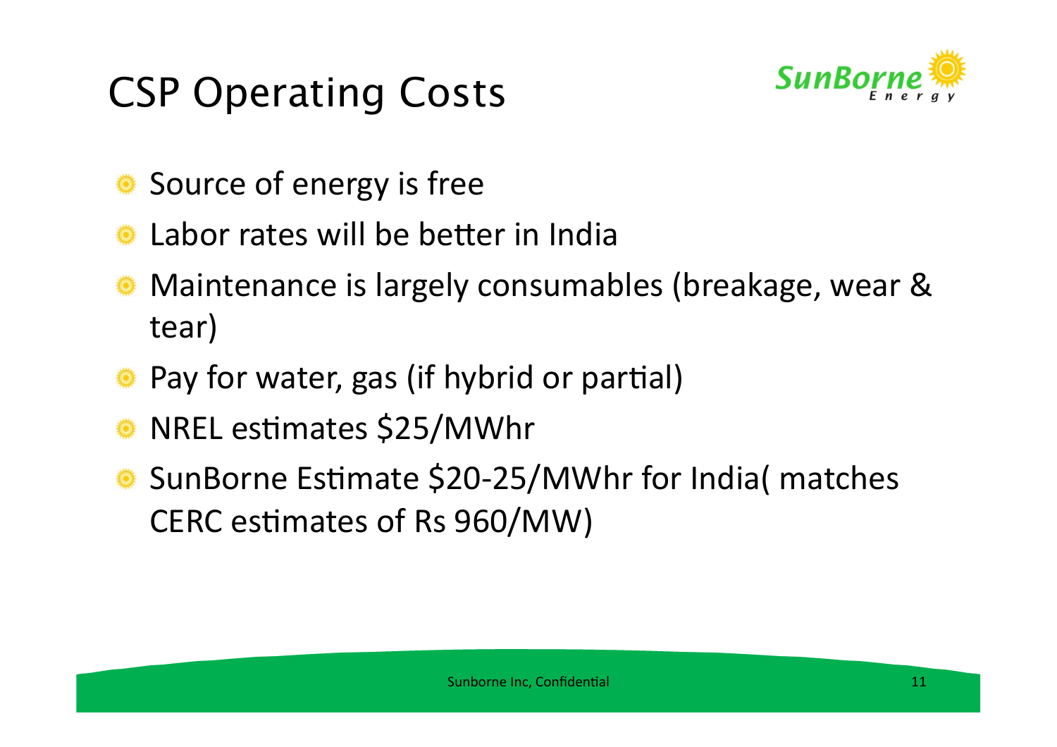# CSP Operating Costs

- Source of energy is free
- Labor rates will be better in India
- Maintenance is largely consumables (breakage, wear & tear)
- Pay for water, gas (if hybrid or partial)
- NREL estimates $25/MWhr
- SunBorne Estimate $20-25/MWhr for India( matches CERC estimates of Rs 960/MW)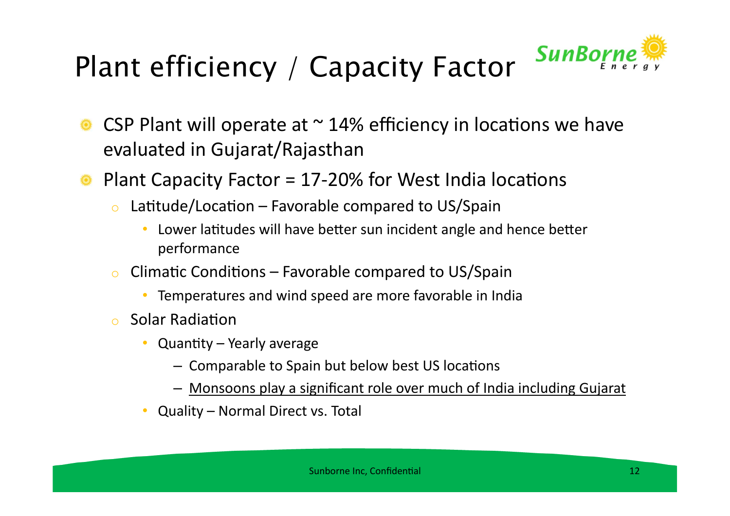# Plant efficiency / Capacity Factor

- CSP Plant will operate at ~ 14% efficiency in locations we have evaluated in Gujarat/Rajasthan
- Plant Capacity Factor = 17-20% for West India locations
  - Latitude/Location – Favorable compared to US/Spain
    - Lower latitudes will have better sun incident angle and hence better performance
  - Climatic Conditions – Favorable compared to US/Spain
    - Temperatures and wind speed are more favorable in India
  - Solar Radiation
    - Quantity – Yearly average
      - Comparable to Spain but below best US locations
      - <u>Monsoons play a significant role over much of India including Gujarat</u>
    - Quality – Normal Direct vs. Total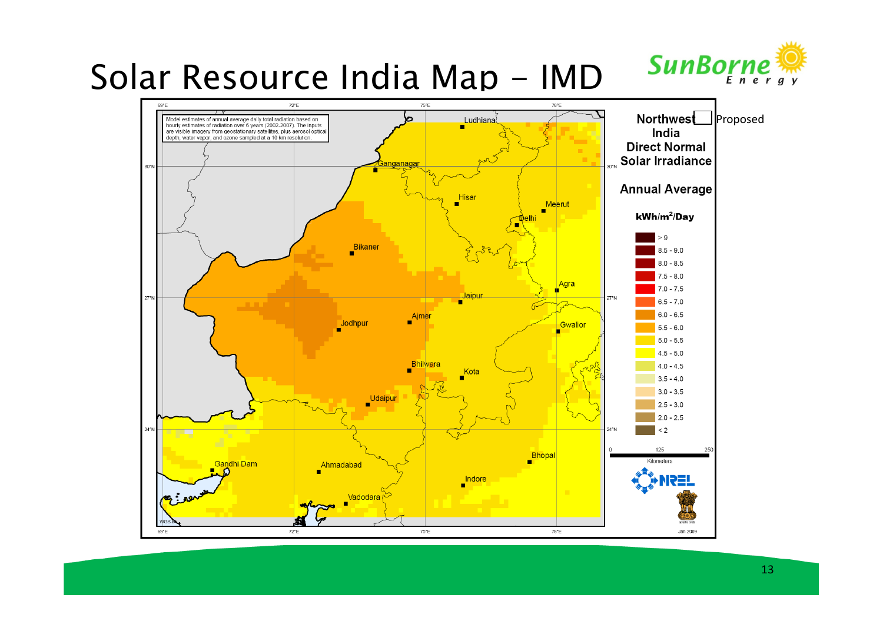# Solar Resource India Map - IMD

Model estimates of annual average daily total radiation based on hourly estimates of radiation over 6 years (2002-2007). The inputs are visible imagery from geostationary satellites, plus aerosol optical depth, water vapor, and ozone sampled at a 10 km resolution.

Northwest India Direct Normal Solar Irradiance

Proposed

Annual Average

kWh/m²/Day

> 9
8.5 - 9.0
8.0 - 8.5
7.5 - 8.0
7.0 - 7.5
6.5 - 7.0
6.0 - 6.5
5.5 - 6.0
5.0 - 5.5
4.5 - 5.0
4.0 - 4.5
3.5 - 4.0
3.0 - 3.5
2.5 - 3.0
2.0 - 2.5
< 2

0 125 250
Kilometers

NREL

Jan 2009

69°E 72°E 75°E 78°E
30°N 27°N 24°N

WGS 84

Ludhiana, Ganganagar, Hisar, Meerut, Delhi, Bikaner, Agra, Jaipur, Ajmer, Jodhpur, Gwalior, Bhilwara, Kota, Udaipur, Bhopal, Gandhi Dam, Ahmadabad, Indore, Vadodara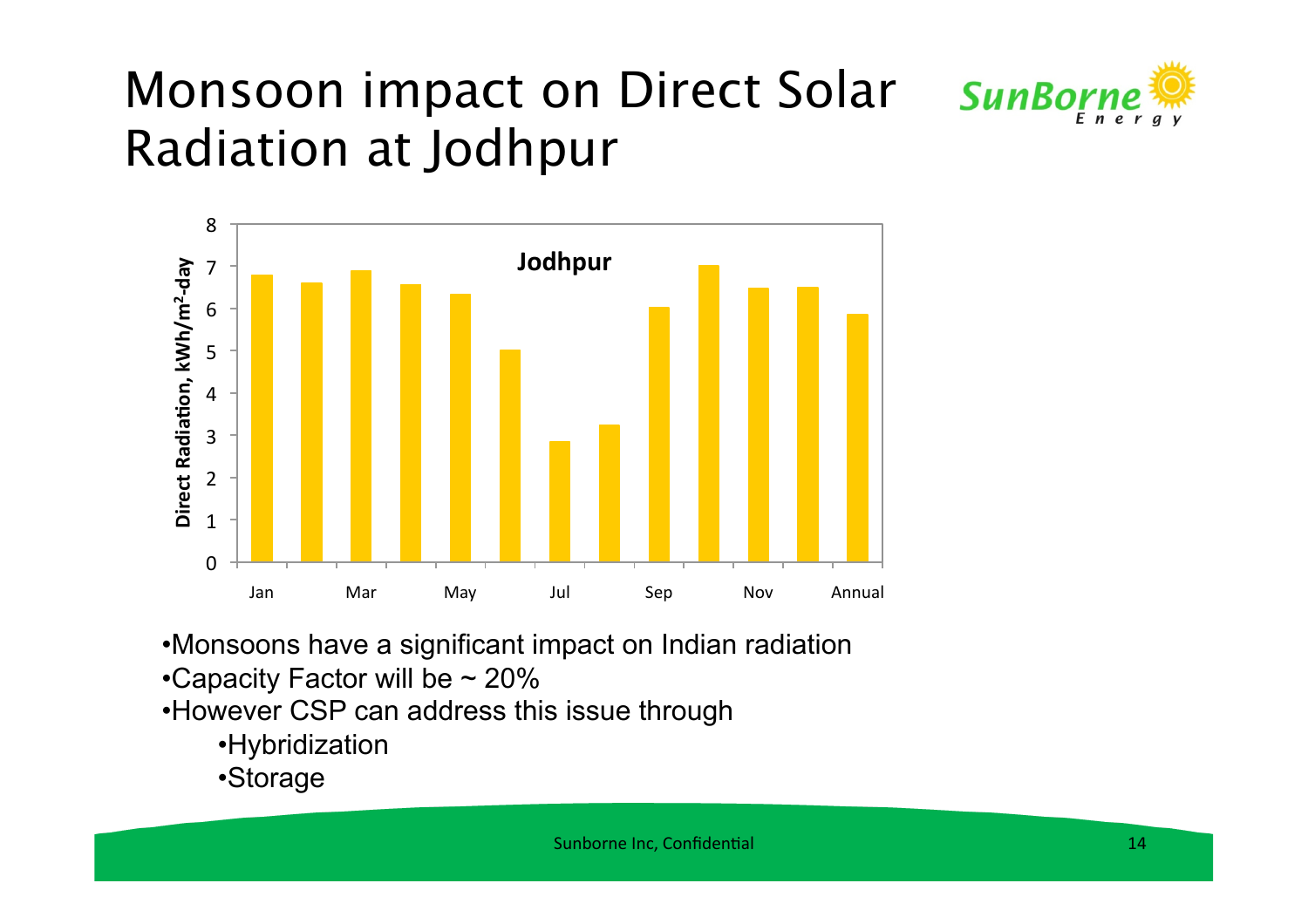# Monsoon impact on Direct Solar Radiation at Jodhpur

SunBorne Energy

Jodhpur

Direct Radiation, kWh/m²-day

8
7
6
5
4
3
2
1
0

Jan Mar May Jul Sep Nov Annual

- Monsoons have a significant impact on Indian radiation
- Capacity Factor will be ~ 20%
- However CSP can address this issue through
  - Hybridization
  - Storage

Sunborne Inc, Confidential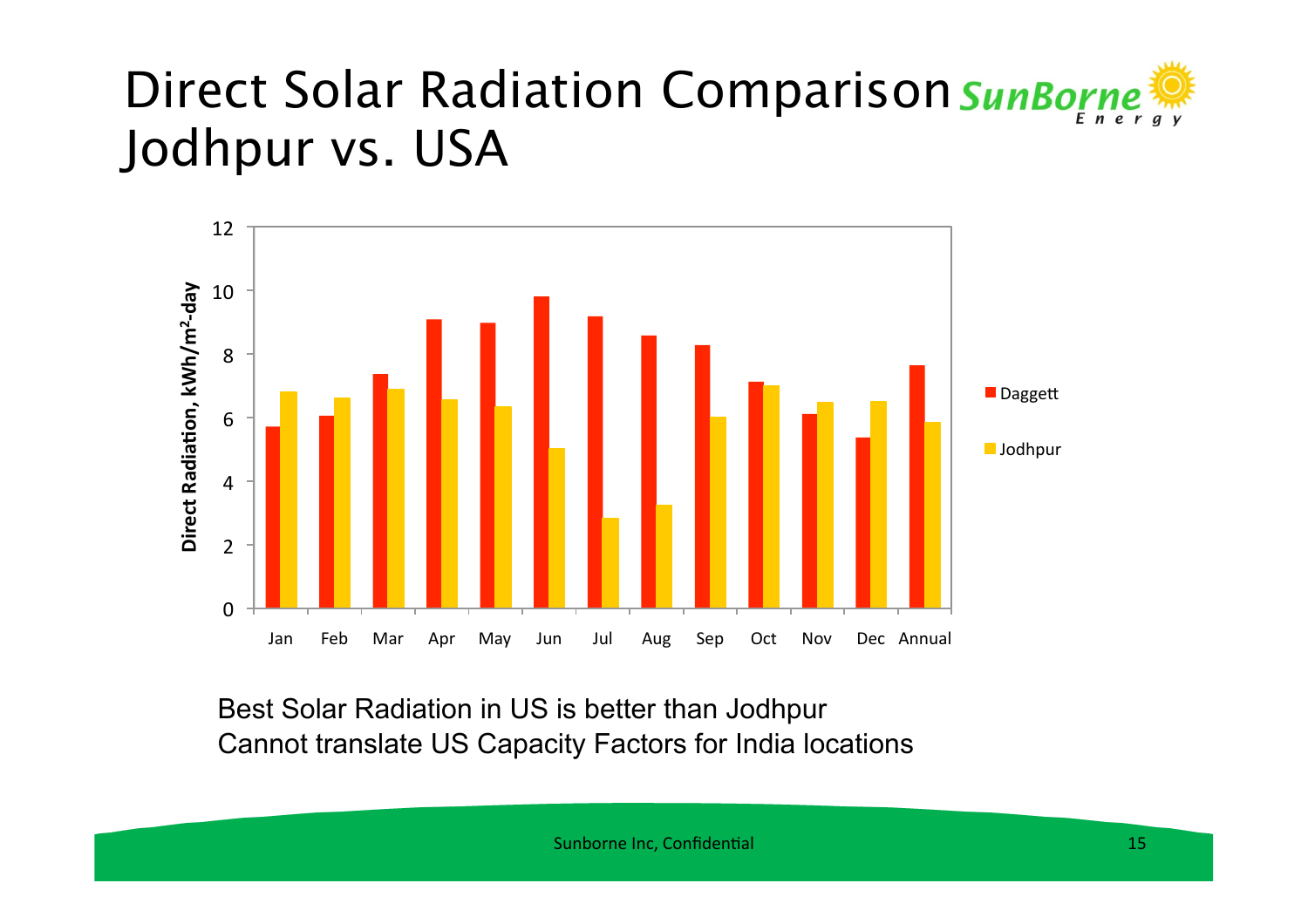# Direct Solar Radiation Comparison Jodhpur vs. USA

SunBorne Energy

Direct Radiation, kWh/m²-day

12
10
8
6
4
2
0

Jan Feb Mar Apr May Jun Jul Aug Sep Oct Nov Dec Annual

Daggett
Jodhpur

Best Solar Radiation in US is better than Jodhpur
Cannot translate US Capacity Factors for India locations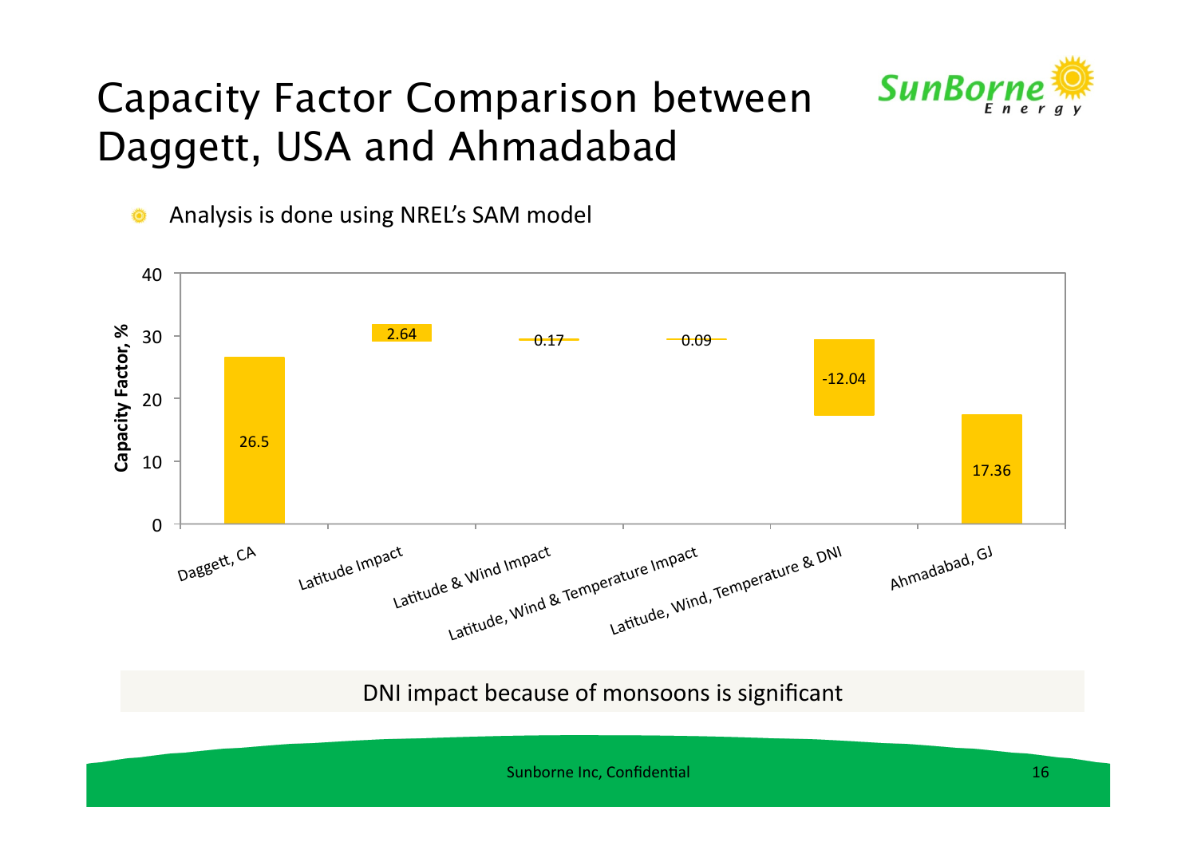# Capacity Factor Comparison between Daggett, USA and Ahmadabad

- Analysis is done using NREL's SAM model

Capacity Factor, %

40
30
20
10
0

26.5
2.64
0.17
0.09
-12.04
17.36

Daggett, CA
Latitude Impact
Latitude & Wind Impact
Latitude, Wind & Temperature Impact
Latitude, Wind, Temperature & DNI
Ahmadabad, GJ

DNI impact because of monsoons is significant

Sunborne Inc, Confidential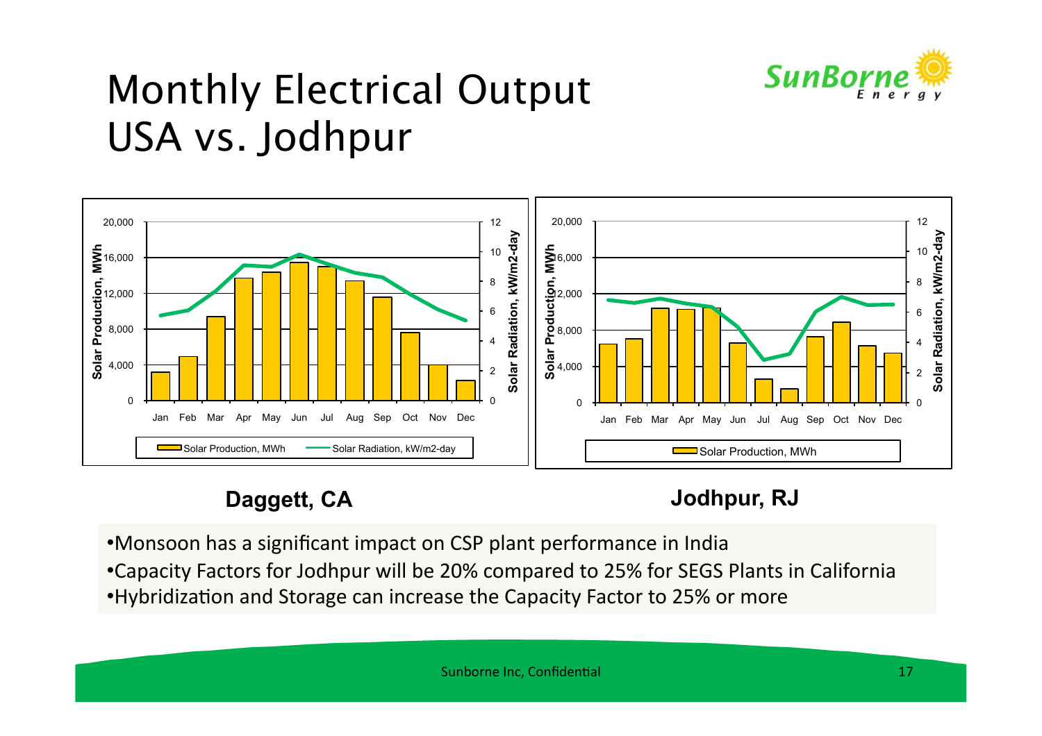# Monthly Electrical Output USA vs. Jodhpur

SunBorne Energy

20,000
16,000
12,000
8,000
4,000
0

Solar Production, MWh

12
10
8
6
4
2
0

Solar Radiation, kW/m2-day

Jan Feb Mar Apr May Jun Jul Aug Sep Oct Nov Dec

Solar Production, MWh — Solar Radiation, kW/m2-day

**Daggett, CA**

20,000
16,000
12,000
8,000
4,000
0

Solar Production, MWh

12
10
8
6
4
2
0

Solar Radiation, kW/m2-day

Jan Feb Mar Apr May Jun Jul Aug Sep Oct Nov Dec

Solar Production, MWh

**Jodhpur, RJ**

- Monsoon has a significant impact on CSP plant performance in India
- Capacity Factors for Jodhpur will be 20% compared to 25% for SEGS Plants in California
- Hybridization and Storage can increase the Capacity Factor to 25% or more

Sunborne Inc, Confidential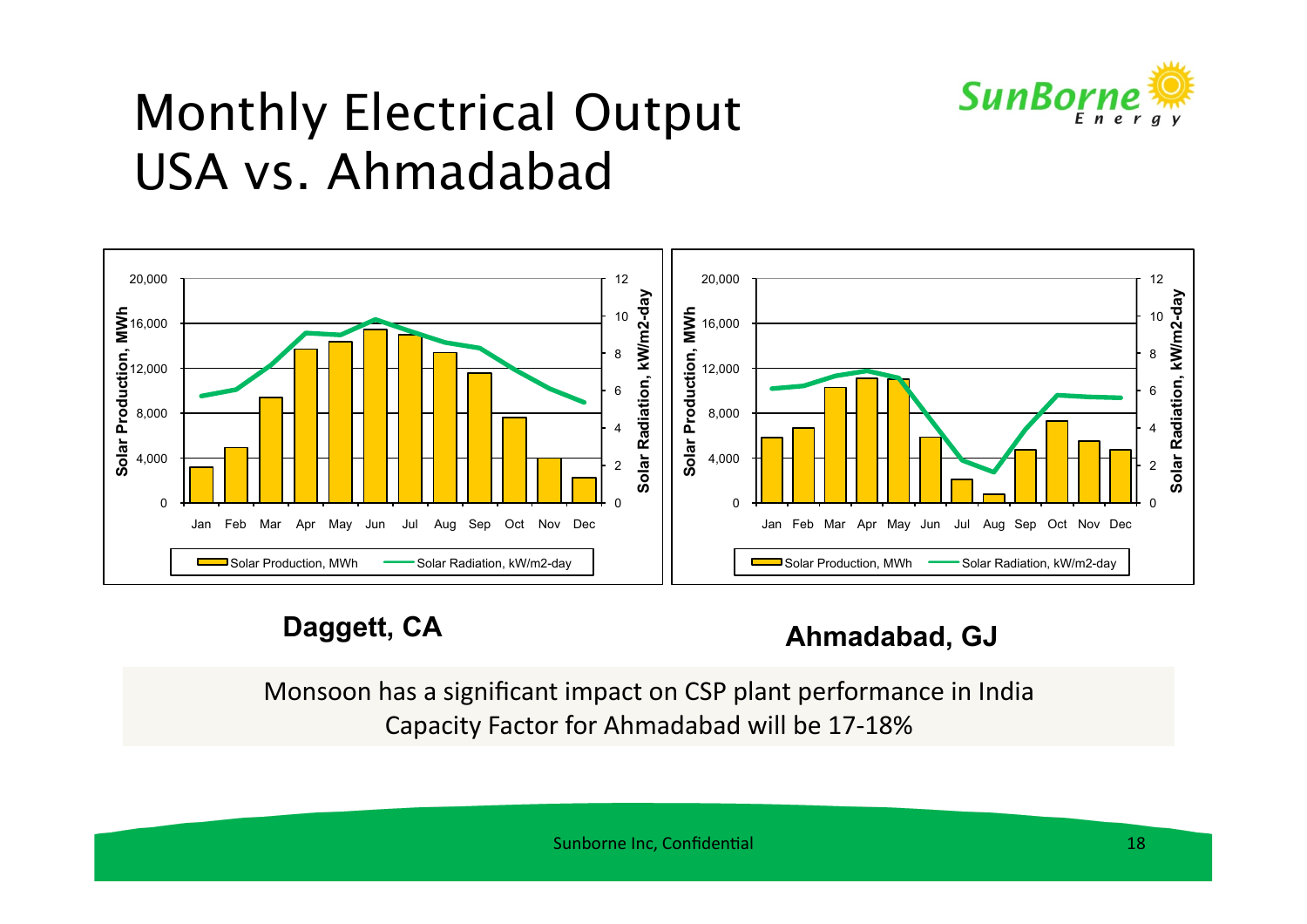# Monthly Electrical Output USA vs. Ahmadabad

Solar Production, MWh
20,000
16,000
12,000
8,000
4,000
0
Jan Feb Mar Apr May Jun Jul Aug Sep Oct Nov Dec
Solar Radiation, kW/m2-day
12
10
8
6
4
2
0
Solar Production, MWh
Solar Radiation, kW/m2-day

**Daggett, CA**

Solar Production, MWh
20,000
16,000
12,000
8,000
4,000
0
Jan Feb Mar Apr May Jun Jul Aug Sep Oct Nov Dec
Solar Radiation, kW/m2-day
12
10
8
6
4
2
0
Solar Production, MWh
Solar Radiation, kW/m2-day

**Ahmadabad, GJ**

Monsoon has a significant impact on CSP plant performance in India
Capacity Factor for Ahmadabad will be 17-18%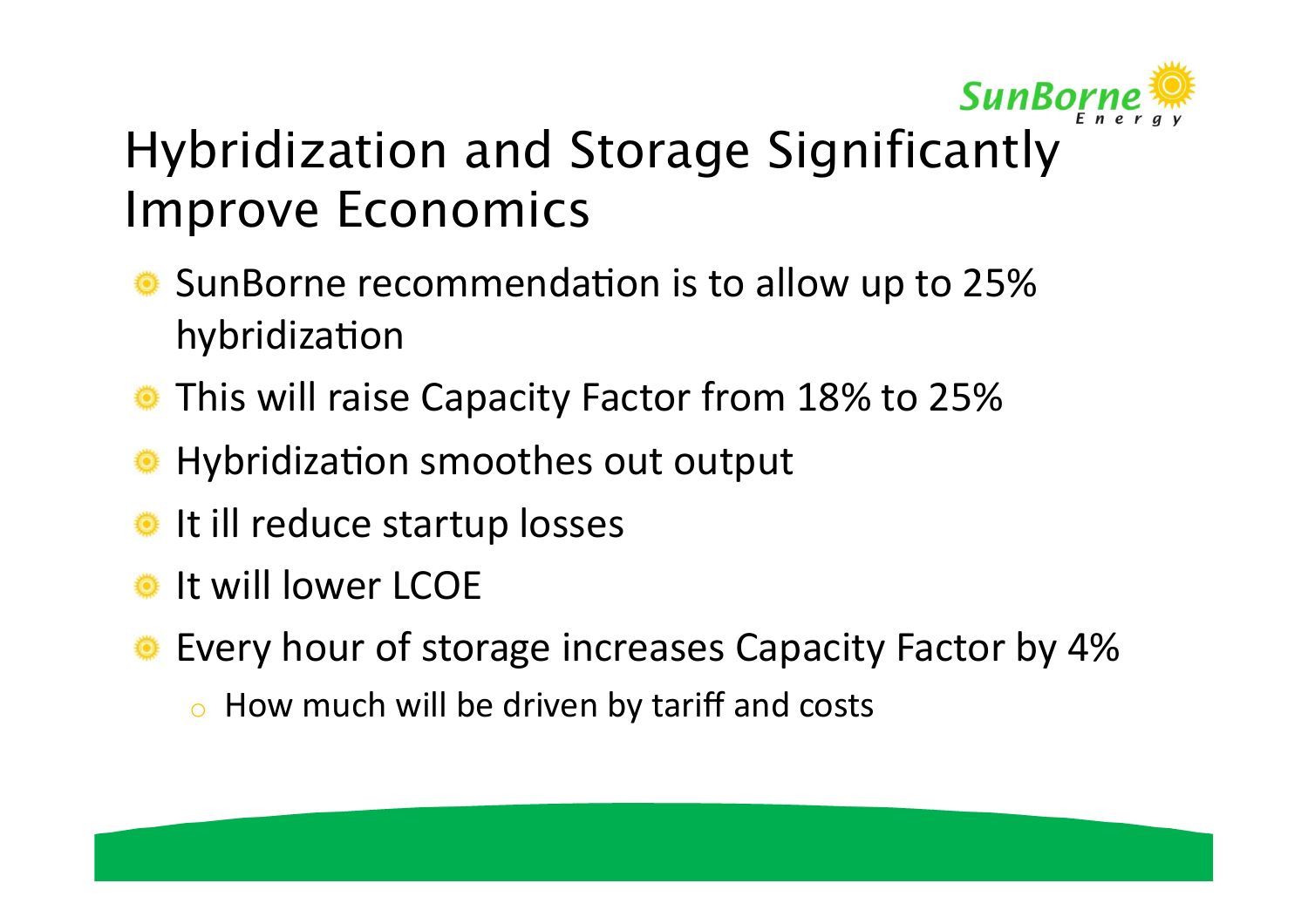# Hybridization and Storage Significantly Improve Economics

- SunBorne recommendation is to allow up to 25% hybridization
- This will raise Capacity Factor from 18% to 25%
- Hybridization smoothes out output
- It ill reduce startup losses
- It will lower LCOE
- Every hour of storage increases Capacity Factor by 4%
  - How much will be driven by tariff and costs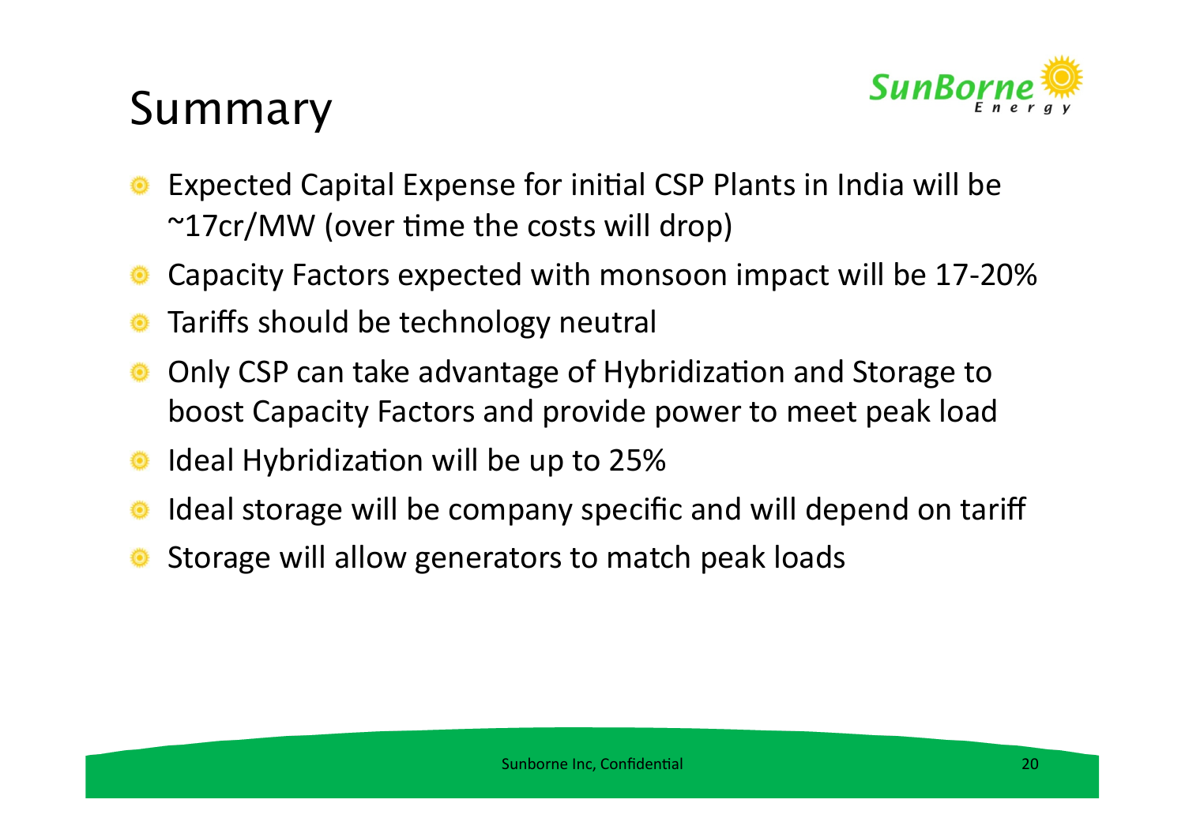# Summary

- Expected Capital Expense for initial CSP Plants in India will be ~17cr/MW (over time the costs will drop)
- Capacity Factors expected with monsoon impact will be 17-20%
- Tariffs should be technology neutral
- Only CSP can take advantage of Hybridization and Storage to boost Capacity Factors and provide power to meet peak load
- Ideal Hybridization will be up to 25%
- Ideal storage will be company specific and will depend on tariff
- Storage will allow generators to match peak loads